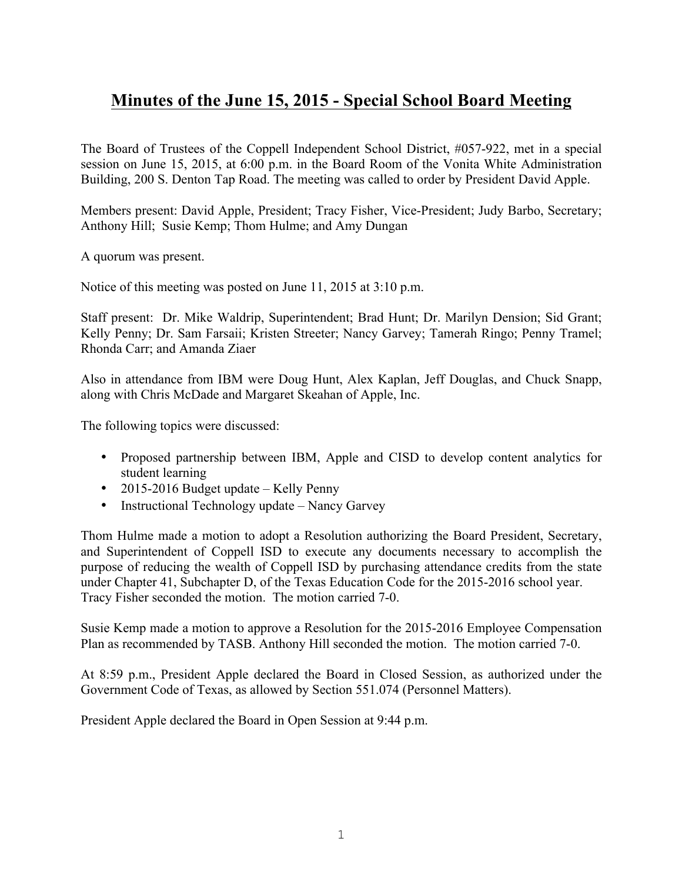# Minutes of the June 15, 2015 - Special School Board Meeting

The Board of Trustees of the Coppell Independent School District, #057-922, met in a special session on June 15, 2015, at 6:00 p.m. in the Board Room of the Vonita White Administration Building, 200 S. Denton Tap Road. The meeting was called to order by President David Apple.

Members present: David Apple, President; Tracy Fisher, Vice-President; Judy Barbo, Secretary; Anthony Hill; Susie Kemp; Thom Hulme; and Amy Dungan

A quorum was present.

Notice of this meeting was posted on June 11, 2015 at 3:10 p.m.

Staff present: Dr. Mike Waldrip, Superintendent; Brad Hunt; Dr. Marilyn Dension; Sid Grant; Kelly Penny; Dr. Sam Farsaii; Kristen Streeter; Nancy Garvey; Tamerah Ringo; Penny Tramel; Rhonda Carr; and Amanda Ziaer

Also in attendance from IBM were Doug Hunt, Alex Kaplan, Jeff Douglas, and Chuck Snapp, along with Chris McDade and Margaret Skeahan of Apple, Inc.

The following topics were discussed:

- Proposed partnership between IBM, Apple and CISD to develop content analytics for student learning
- 2015-2016 Budget update – Kelly Penny
- Instructional Technology update – Nancy Garvey

Thom Hulme made a motion to adopt a Resolution authorizing the Board President, Secretary, and Superintendent of Coppell ISD to execute any documents necessary to accomplish the purpose of reducing the wealth of Coppell ISD by purchasing attendance credits from the state under Chapter 41, Subchapter D, of the Texas Education Code for the 2015-2016 school year. Tracy Fisher seconded the motion. The motion carried 7-0.

Susie Kemp made a motion to approve a Resolution for the 2015-2016 Employee Compensation Plan as recommended by TASB. Anthony Hill seconded the motion. The motion carried 7-0.

At 8:59 p.m., President Apple declared the Board in Closed Session, as authorized under the Government Code of Texas, as allowed by Section 551.074 (Personnel Matters).

President Apple declared the Board in Open Session at 9:44 p.m.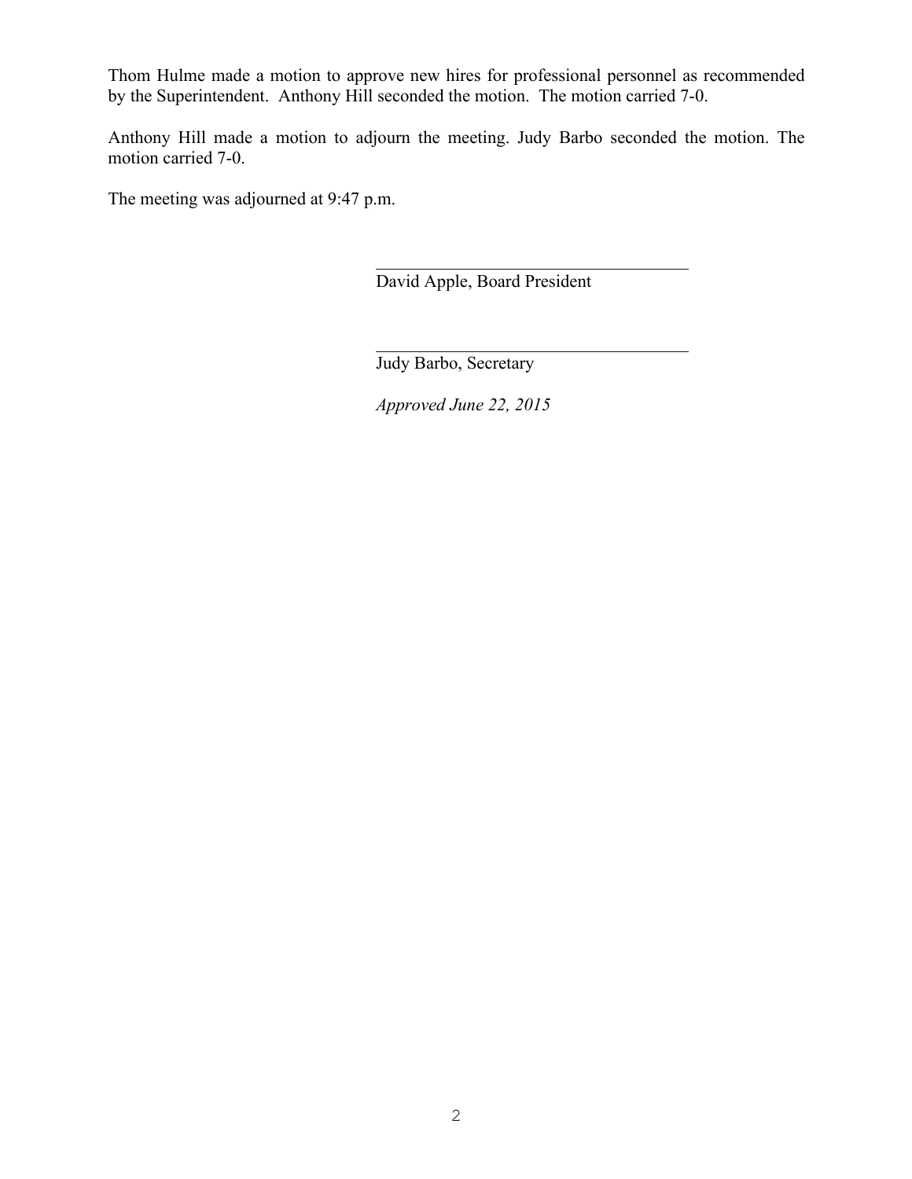Thom Hulme made a motion to approve new hires for professional personnel as recommended by the Superintendent. Anthony Hill seconded the motion. The motion carried 7-0.

Anthony Hill made a motion to adjourn the meeting. Judy Barbo seconded the motion. The motion carried 7-0.

The meeting was adjourned at 9:47 p.m.

\_\_\_\_\_\_\_\_\_\_\_\_\_\_\_\_\_\_\_\_\_\_\_\_\_\_\_\_\_\_\_\_\_\_\_\_

David Apple, Board President

\_\_\_\_\_\_\_\_\_\_\_\_\_\_\_\_\_\_\_\_\_\_\_\_\_\_\_\_\_\_\_\_\_\_\_\_

Judy Barbo, Secretary

*Approved June 22, 2015*